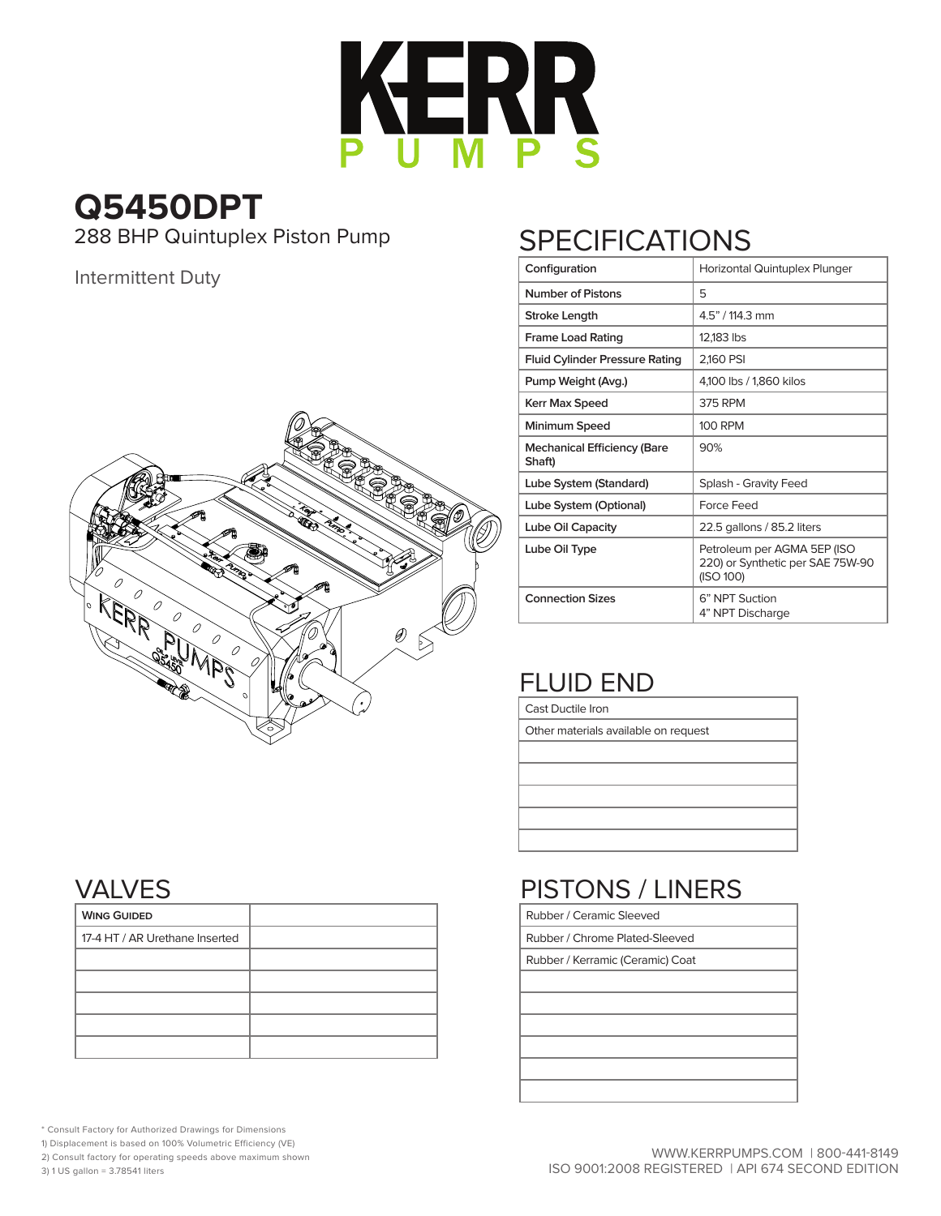# KERR PUMPS

## Q5450DPT

288 BHP Quintuplex Piston Pump

Intermittent Duty

## SPECIFICATIONS

| Configuration | Horizontal Quintuplex Plunger |
|---|---|
| Number of Pistons | 5 |
| Stroke Length | 4.5" / 114.3 mm |
| Frame Load Rating | 12,183 lbs |
| Fluid Cylinder Pressure Rating | 2,160 PSI |
| Pump Weight (Avg.) | 4,100 lbs / 1,860 kilos |
| Kerr Max Speed | 375 RPM |
| Minimum Speed | 100 RPM |
| Mechanical Efficiency (Bare Shaft) | 90% |
| Lube System (Standard) | Splash - Gravity Feed |
| Lube System (Optional) | Force Feed |
| Lube Oil Capacity | 22.5 gallons / 85.2 liters |
| Lube Oil Type | Petroleum per AGMA 5EP (ISO 220) or Synthetic per SAE 75W-90 (ISO 100) |
| Connection Sizes | 6" NPT Suction<br>4" NPT Discharge |

## FLUID END

| Cast Ductile Iron |
|---|
| Other materials available on request |
| |
| |
| |
| |
| |

## VALVES

| Wing Guided | |
|---|---|
| 17-4 HT / AR Urethane Inserted | |
| | |
| | |
| | |
| | |
| | |

## PISTONS / LINERS

| Rubber / Ceramic Sleeved |
|---|
| Rubber / Chrome Plated-Sleeved |
| Rubber / Kerramic (Ceramic) Coat |
| |
| |
| |
| |
| |
| |

\* Consult Factory for Authorized Drawings for Dimensions
1) Displacement is based on 100% Volumetric Efficiency (VE)
2) Consult factory for operating speeds above maximum shown
3) 1 US gallon = 3.78541 liters

WWW.KERRPUMPS.COM | 800-441-8149
ISO 9001:2008 REGISTERED | API 674 SECOND EDITION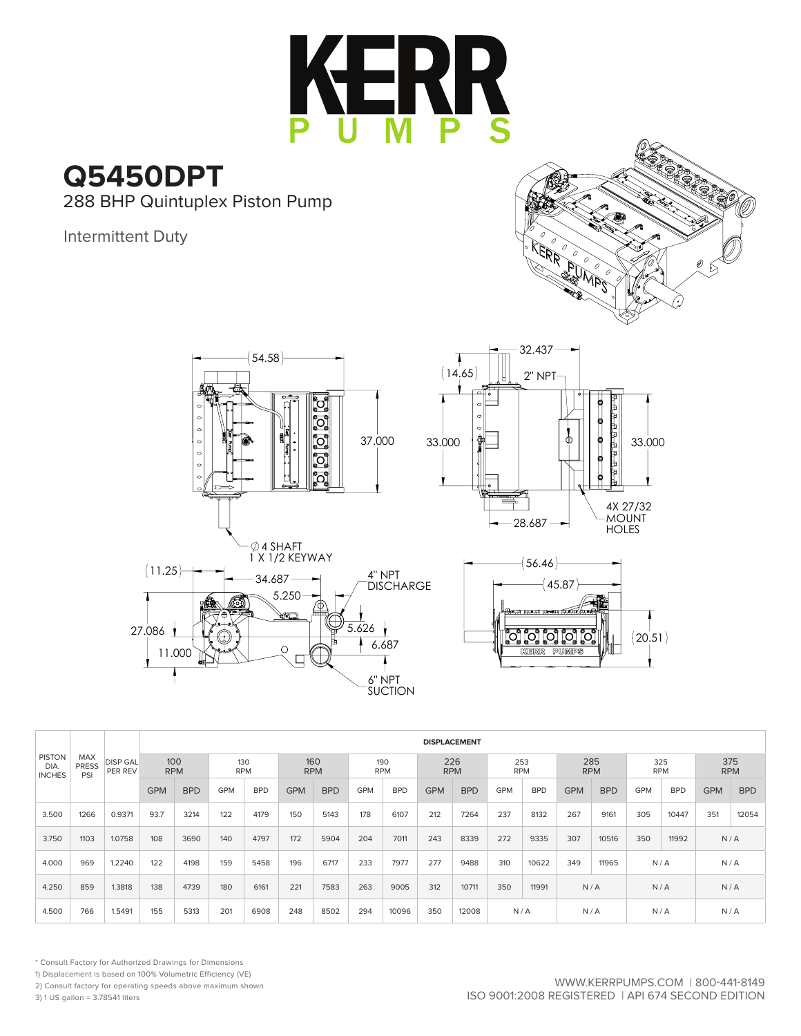KERR
PUMPS

# Q5450DPT

288 BHP Quintuplex Piston Pump

Intermittent Duty

54.58
37.000
Ø 4 SHAFT
1 X 1/2 KEYWAY
32.437
14.65
2" NPT
33.000
33.000
28.687
4X 27/32
MOUNT
HOLES
11.25
34.687
5.250
4" NPT
DISCHARGE
27.086
11.000
5.626
6.687
6" NPT
SUCTION
56.46
45.87
20.51

| PISTON DIA. INCHES | MAX PRESS PSI | DISP GAL PER REV | DISPLACEMENT | | | | | | | | | | | | | | | |
|---|---|---|---|---|---|---|---|---|---|---|---|---|---|---|---|---|---|---|
| | | | 100 RPM | | 130 RPM | | 160 RPM | | 190 RPM | | 226 RPM | | 253 RPM | | 285 RPM | | 325 RPM | | 375 RPM | |
| | | | GPM | BPD | GPM | BPD | GPM | BPD | GPM | BPD | GPM | BPD | GPM | BPD | GPM | BPD | GPM | BPD | GPM | BPD |
| 3.500 | 1266 | 0.9371 | 93.7 | 3214 | 122 | 4179 | 150 | 5143 | 178 | 6107 | 212 | 7264 | 237 | 8132 | 267 | 9161 | 305 | 10447 | 351 | 12054 |
| 3.750 | 1103 | 1.0758 | 108 | 3690 | 140 | 4797 | 172 | 5904 | 204 | 7011 | 243 | 8339 | 272 | 9335 | 307 | 10516 | 350 | 11992 | N / A | |
| 4.000 | 969 | 1.2240 | 122 | 4198 | 159 | 5458 | 196 | 6717 | 233 | 7977 | 277 | 9488 | 310 | 10622 | 349 | 11965 | N / A | | N / A | |
| 4.250 | 859 | 1.3818 | 138 | 4739 | 180 | 6161 | 221 | 7583 | 263 | 9005 | 312 | 10711 | 350 | 11991 | N / A | | N / A | | N / A | |
| 4.500 | 766 | 1.5491 | 155 | 5313 | 201 | 6908 | 248 | 8502 | 294 | 10096 | 350 | 12008 | N / A | | N / A | | N / A | | N / A | |

* Consult Factory for Authorized Drawings for Dimensions

1) Displacement is based on 100% Volumetric Efficiency (VE)

2) Consult factory for operating speeds above maximum shown

3) 1 US gallon = 3.78541 liters

WWW.KERRPUMPS.COM | 800-441-8149

ISO 9001:2008 REGISTERED | API 674 SECOND EDITION